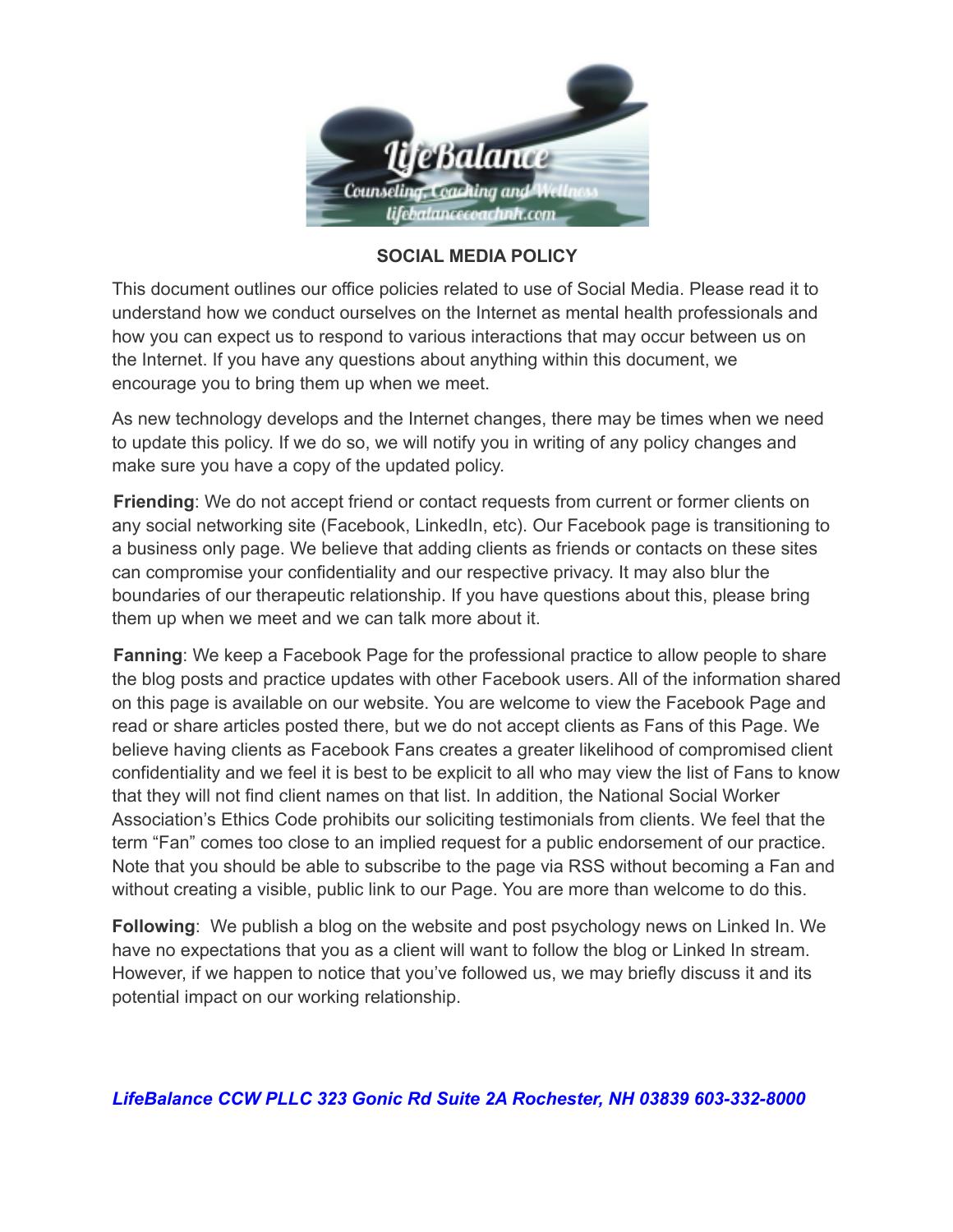LifeBalance
Counseling, Coaching and Wellness
lifebalancecoachnh.com

## SOCIAL MEDIA POLICY

This document outlines our office policies related to use of Social Media. Please read it to understand how we conduct ourselves on the Internet as mental health professionals and how you can expect us to respond to various interactions that may occur between us on the Internet. If you have any questions about anything within this document, we encourage you to bring them up when we meet.

As new technology develops and the Internet changes, there may be times when we need to update this policy. If we do so, we will notify you in writing of any policy changes and make sure you have a copy of the updated policy.

**Friending**: We do not accept friend or contact requests from current or former clients on any social networking site (Facebook, LinkedIn, etc). Our Facebook page is transitioning to a business only page. We believe that adding clients as friends or contacts on these sites can compromise your confidentiality and our respective privacy. It may also blur the boundaries of our therapeutic relationship. If you have questions about this, please bring them up when we meet and we can talk more about it.

**Fanning**: We keep a Facebook Page for the professional practice to allow people to share the blog posts and practice updates with other Facebook users. All of the information shared on this page is available on our website. You are welcome to view the Facebook Page and read or share articles posted there, but we do not accept clients as Fans of this Page. We believe having clients as Facebook Fans creates a greater likelihood of compromised client confidentiality and we feel it is best to be explicit to all who may view the list of Fans to know that they will not find client names on that list. In addition, the National Social Worker Association's Ethics Code prohibits our soliciting testimonials from clients. We feel that the term "Fan" comes too close to an implied request for a public endorsement of our practice. Note that you should be able to subscribe to the page via RSS without becoming a Fan and without creating a visible, public link to our Page. You are more than welcome to do this.

**Following**: We publish a blog on the website and post psychology news on Linked In. We have no expectations that you as a client will want to follow the blog or Linked In stream. However, if we happen to notice that you've followed us, we may briefly discuss it and its potential impact on our working relationship.

***LifeBalance CCW PLLC 323 Gonic Rd Suite 2A Rochester, NH 03839 603-332-8000***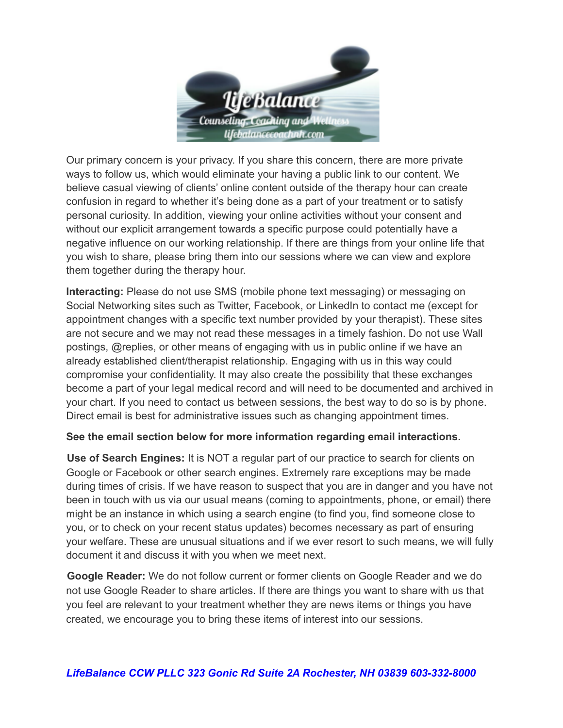Our primary concern is your privacy. If you share this concern, there are more private ways to follow us, which would eliminate your having a public link to our content. We believe casual viewing of clients' online content outside of the therapy hour can create confusion in regard to whether it's being done as a part of your treatment or to satisfy personal curiosity. In addition, viewing your online activities without your consent and without our explicit arrangement towards a specific purpose could potentially have a negative influence on our working relationship. If there are things from your online life that you wish to share, please bring them into our sessions where we can view and explore them together during the therapy hour.

**Interacting:** Please do not use SMS (mobile phone text messaging) or messaging on Social Networking sites such as Twitter, Facebook, or LinkedIn to contact me (except for appointment changes with a specific text number provided by your therapist). These sites are not secure and we may not read these messages in a timely fashion. Do not use Wall postings, @replies, or other means of engaging with us in public online if we have an already established client/therapist relationship. Engaging with us in this way could compromise your confidentiality. It may also create the possibility that these exchanges become a part of your legal medical record and will need to be documented and archived in your chart. If you need to contact us between sessions, the best way to do so is by phone. Direct email is best for administrative issues such as changing appointment times.

**See the email section below for more information regarding email interactions.**

**Use of Search Engines:** It is NOT a regular part of our practice to search for clients on Google or Facebook or other search engines. Extremely rare exceptions may be made during times of crisis. If we have reason to suspect that you are in danger and you have not been in touch with us via our usual means (coming to appointments, phone, or email) there might be an instance in which using a search engine (to find you, find someone close to you, or to check on your recent status updates) becomes necessary as part of ensuring your welfare. These are unusual situations and if we ever resort to such means, we will fully document it and discuss it with you when we meet next.

**Google Reader:** We do not follow current or former clients on Google Reader and we do not use Google Reader to share articles. If there are things you want to share with us that you feel are relevant to your treatment whether they are news items or things you have created, we encourage you to bring these items of interest into our sessions.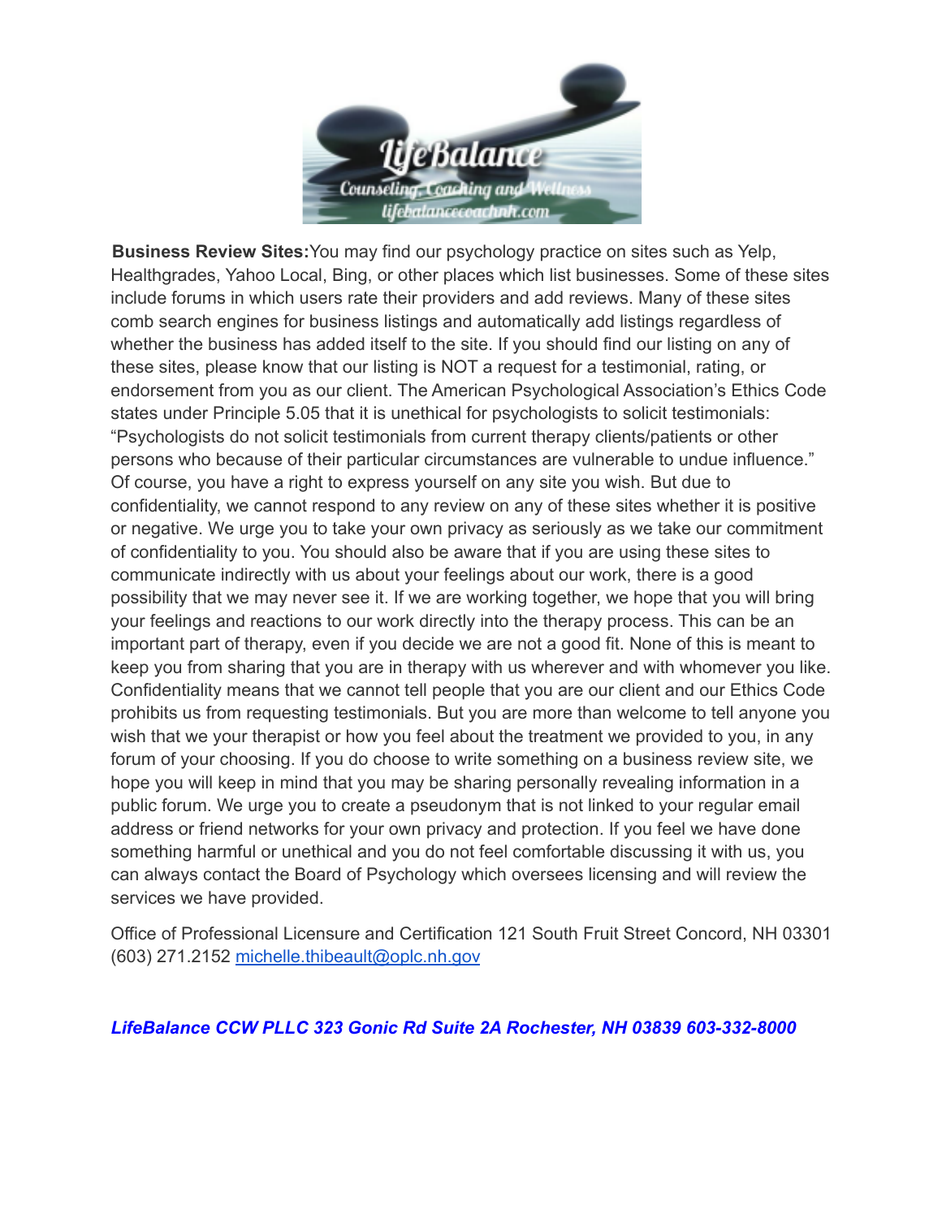**Business Review Sites:** You may find our psychology practice on sites such as Yelp, Healthgrades, Yahoo Local, Bing, or other places which list businesses. Some of these sites include forums in which users rate their providers and add reviews. Many of these sites comb search engines for business listings and automatically add listings regardless of whether the business has added itself to the site. If you should find our listing on any of these sites, please know that our listing is NOT a request for a testimonial, rating, or endorsement from you as our client. The American Psychological Association's Ethics Code states under Principle 5.05 that it is unethical for psychologists to solicit testimonials: "Psychologists do not solicit testimonials from current therapy clients/patients or other persons who because of their particular circumstances are vulnerable to undue influence." Of course, you have a right to express yourself on any site you wish. But due to confidentiality, we cannot respond to any review on any of these sites whether it is positive or negative. We urge you to take your own privacy as seriously as we take our commitment of confidentiality to you. You should also be aware that if you are using these sites to communicate indirectly with us about your feelings about our work, there is a good possibility that we may never see it. If we are working together, we hope that you will bring your feelings and reactions to our work directly into the therapy process. This can be an important part of therapy, even if you decide we are not a good fit. None of this is meant to keep you from sharing that you are in therapy with us wherever and with whomever you like. Confidentiality means that we cannot tell people that you are our client and our Ethics Code prohibits us from requesting testimonials. But you are more than welcome to tell anyone you wish that we your therapist or how you feel about the treatment we provided to you, in any forum of your choosing. If you do choose to write something on a business review site, we hope you will keep in mind that you may be sharing personally revealing information in a public forum. We urge you to create a pseudonym that is not linked to your regular email address or friend networks for your own privacy and protection. If you feel we have done something harmful or unethical and you do not feel comfortable discussing it with us, you can always contact the Board of Psychology which oversees licensing and will review the services we have provided.

Office of Professional Licensure and Certification 121 South Fruit Street Concord, NH 03301 (603) 271.2152 michelle.thibeault@oplc.nh.gov

***LifeBalance CCW PLLC 323 Gonic Rd Suite 2A Rochester, NH 03839 603-332-8000***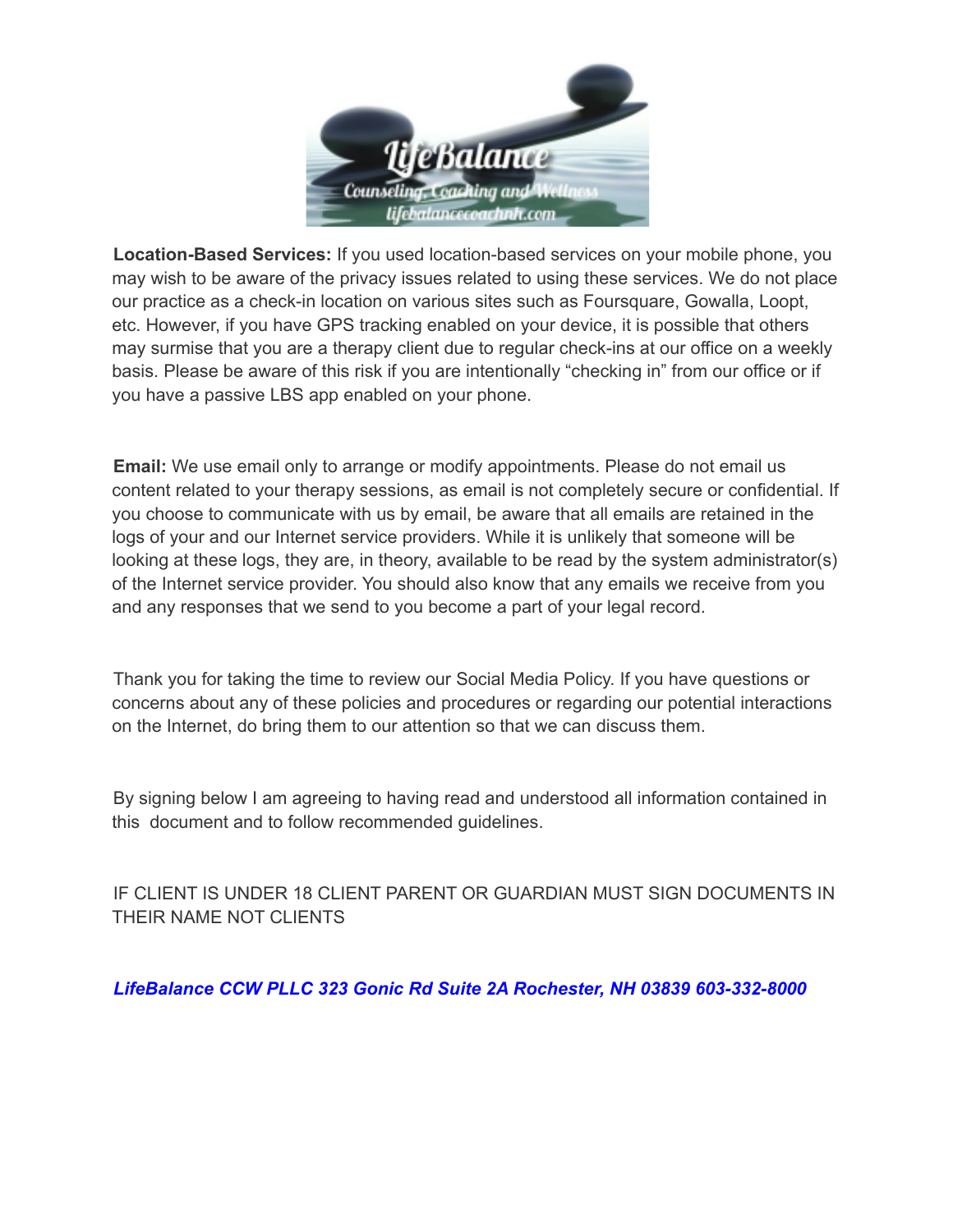**Location-Based Services:** If you used location-based services on your mobile phone, you may wish to be aware of the privacy issues related to using these services. We do not place our practice as a check-in location on various sites such as Foursquare, Gowalla, Loopt, etc. However, if you have GPS tracking enabled on your device, it is possible that others may surmise that you are a therapy client due to regular check-ins at our office on a weekly basis. Please be aware of this risk if you are intentionally "checking in" from our office or if you have a passive LBS app enabled on your phone.

**Email:** We use email only to arrange or modify appointments. Please do not email us content related to your therapy sessions, as email is not completely secure or confidential. If you choose to communicate with us by email, be aware that all emails are retained in the logs of your and our Internet service providers. While it is unlikely that someone will be looking at these logs, they are, in theory, available to be read by the system administrator(s) of the Internet service provider. You should also know that any emails we receive from you and any responses that we send to you become a part of your legal record.

Thank you for taking the time to review our Social Media Policy. If you have questions or concerns about any of these policies and procedures or regarding our potential interactions on the Internet, do bring them to our attention so that we can discuss them.

By signing below I am agreeing to having read and understood all information contained in this document and to follow recommended guidelines.

IF CLIENT IS UNDER 18 CLIENT PARENT OR GUARDIAN MUST SIGN DOCUMENTS IN THEIR NAME NOT CLIENTS

***LifeBalance CCW PLLC 323 Gonic Rd Suite 2A Rochester, NH 03839 603-332-8000***